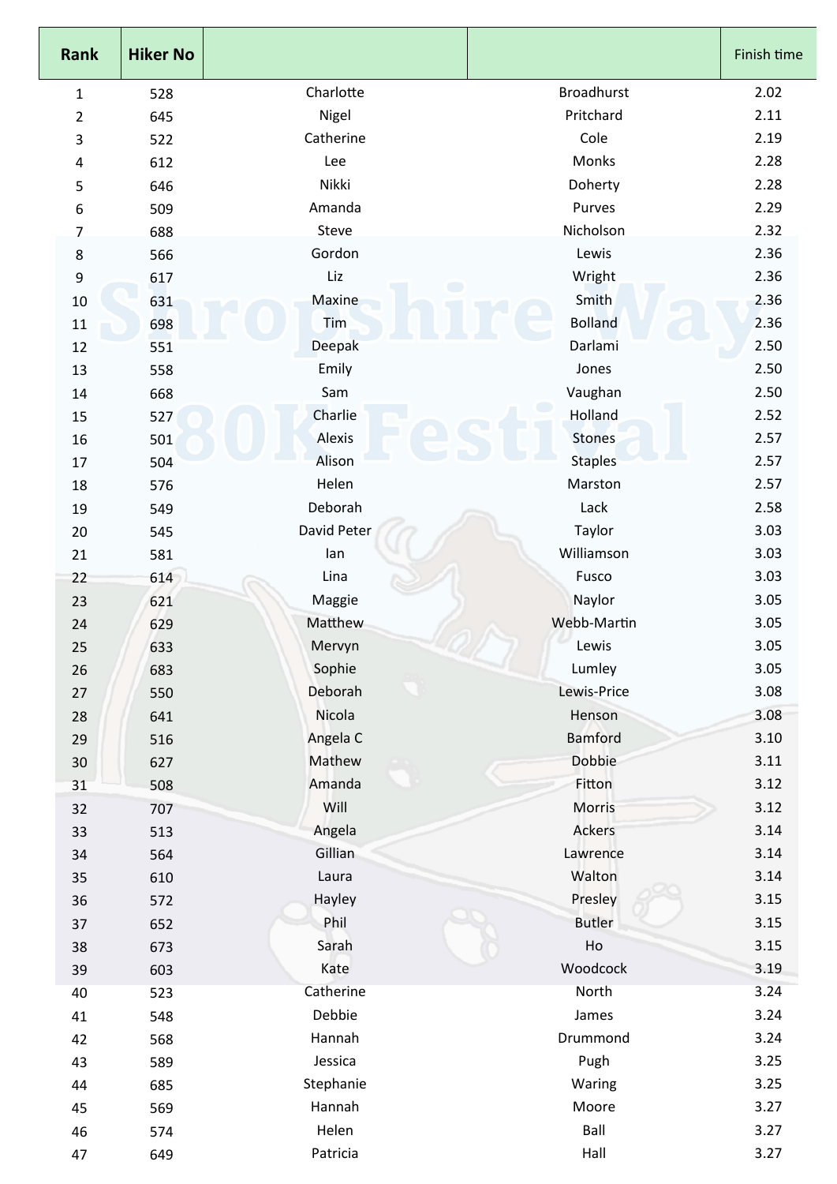| Rank | Hiker No | | | Finish time |
|---|---|---|---|---|
| 1 | 528 | Charlotte | Broadhurst | 2.02 |
| 2 | 645 | Nigel | Pritchard | 2.11 |
| 3 | 522 | Catherine | Cole | 2.19 |
| 4 | 612 | Lee | Monks | 2.28 |
| 5 | 646 | Nikki | Doherty | 2.28 |
| 6 | 509 | Amanda | Purves | 2.29 |
| 7 | 688 | Steve | Nicholson | 2.32 |
| 8 | 566 | Gordon | Lewis | 2.36 |
| 9 | 617 | Liz | Wright | 2.36 |
| 10 | 631 | Maxine | Smith | 2.36 |
| 11 | 698 | Tim | Bolland | 2.36 |
| 12 | 551 | Deepak | Darlami | 2.50 |
| 13 | 558 | Emily | Jones | 2.50 |
| 14 | 668 | Sam | Vaughan | 2.50 |
| 15 | 527 | Charlie | Holland | 2.52 |
| 16 | 501 | Alexis | Stones | 2.57 |
| 17 | 504 | Alison | Staples | 2.57 |
| 18 | 576 | Helen | Marston | 2.57 |
| 19 | 549 | Deborah | Lack | 2.58 |
| 20 | 545 | David Peter | Taylor | 3.03 |
| 21 | 581 | Ian | Williamson | 3.03 |
| 22 | 614 | Lina | Fusco | 3.03 |
| 23 | 621 | Maggie | Naylor | 3.05 |
| 24 | 629 | Matthew | Webb-Martin | 3.05 |
| 25 | 633 | Mervyn | Lewis | 3.05 |
| 26 | 683 | Sophie | Lumley | 3.05 |
| 27 | 550 | Deborah | Lewis-Price | 3.08 |
| 28 | 641 | Nicola | Henson | 3.08 |
| 29 | 516 | Angela C | Bamford | 3.10 |
| 30 | 627 | Mathew | Dobbie | 3.11 |
| 31 | 508 | Amanda | Fitton | 3.12 |
| 32 | 707 | Will | Morris | 3.12 |
| 33 | 513 | Angela | Ackers | 3.14 |
| 34 | 564 | Gillian | Lawrence | 3.14 |
| 35 | 610 | Laura | Walton | 3.14 |
| 36 | 572 | Hayley | Presley | 3.15 |
| 37 | 652 | Phil | Butler | 3.15 |
| 38 | 673 | Sarah | Ho | 3.15 |
| 39 | 603 | Kate | Woodcock | 3.19 |
| 40 | 523 | Catherine | North | 3.24 |
| 41 | 548 | Debbie | James | 3.24 |
| 42 | 568 | Hannah | Drummond | 3.24 |
| 43 | 589 | Jessica | Pugh | 3.25 |
| 44 | 685 | Stephanie | Waring | 3.25 |
| 45 | 569 | Hannah | Moore | 3.27 |
| 46 | 574 | Helen | Ball | 3.27 |
| 47 | 649 | Patricia | Hall | 3.27 |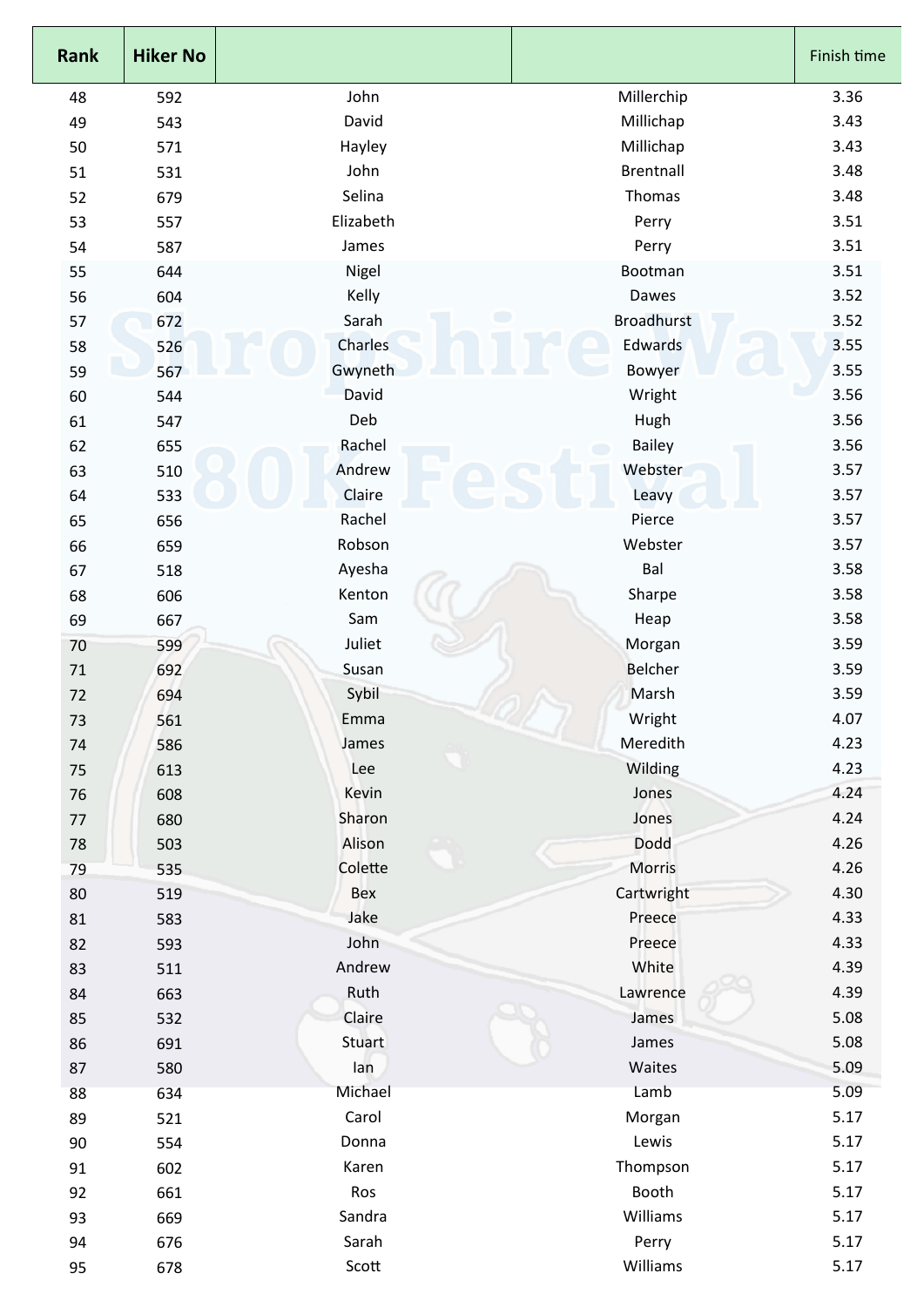| Rank | Hiker No | | | Finish time |
|---|---|---|---|---|
| 48 | 592 | John | Millerchip | 3.36 |
| 49 | 543 | David | Millichap | 3.43 |
| 50 | 571 | Hayley | Millichap | 3.43 |
| 51 | 531 | John | Brentnall | 3.48 |
| 52 | 679 | Selina | Thomas | 3.48 |
| 53 | 557 | Elizabeth | Perry | 3.51 |
| 54 | 587 | James | Perry | 3.51 |
| 55 | 644 | Nigel | Bootman | 3.51 |
| 56 | 604 | Kelly | Dawes | 3.52 |
| 57 | 672 | Sarah | Broadhurst | 3.52 |
| 58 | 526 | Charles | Edwards | 3.55 |
| 59 | 567 | Gwyneth | Bowyer | 3.55 |
| 60 | 544 | David | Wright | 3.56 |
| 61 | 547 | Deb | Hugh | 3.56 |
| 62 | 655 | Rachel | Bailey | 3.56 |
| 63 | 510 | Andrew | Webster | 3.57 |
| 64 | 533 | Claire | Leavy | 3.57 |
| 65 | 656 | Rachel | Pierce | 3.57 |
| 66 | 659 | Robson | Webster | 3.57 |
| 67 | 518 | Ayesha | Bal | 3.58 |
| 68 | 606 | Kenton | Sharpe | 3.58 |
| 69 | 667 | Sam | Heap | 3.58 |
| 70 | 599 | Juliet | Morgan | 3.59 |
| 71 | 692 | Susan | Belcher | 3.59 |
| 72 | 694 | Sybil | Marsh | 3.59 |
| 73 | 561 | Emma | Wright | 4.07 |
| 74 | 586 | James | Meredith | 4.23 |
| 75 | 613 | Lee | Wilding | 4.23 |
| 76 | 608 | Kevin | Jones | 4.24 |
| 77 | 680 | Sharon | Jones | 4.24 |
| 78 | 503 | Alison | Dodd | 4.26 |
| 79 | 535 | Colette | Morris | 4.26 |
| 80 | 519 | Bex | Cartwright | 4.30 |
| 81 | 583 | Jake | Preece | 4.33 |
| 82 | 593 | John | Preece | 4.33 |
| 83 | 511 | Andrew | White | 4.39 |
| 84 | 663 | Ruth | Lawrence | 4.39 |
| 85 | 532 | Claire | James | 5.08 |
| 86 | 691 | Stuart | James | 5.08 |
| 87 | 580 | Ian | Waites | 5.09 |
| 88 | 634 | Michael | Lamb | 5.09 |
| 89 | 521 | Carol | Morgan | 5.17 |
| 90 | 554 | Donna | Lewis | 5.17 |
| 91 | 602 | Karen | Thompson | 5.17 |
| 92 | 661 | Ros | Booth | 5.17 |
| 93 | 669 | Sandra | Williams | 5.17 |
| 94 | 676 | Sarah | Perry | 5.17 |
| 95 | 678 | Scott | Williams | 5.17 |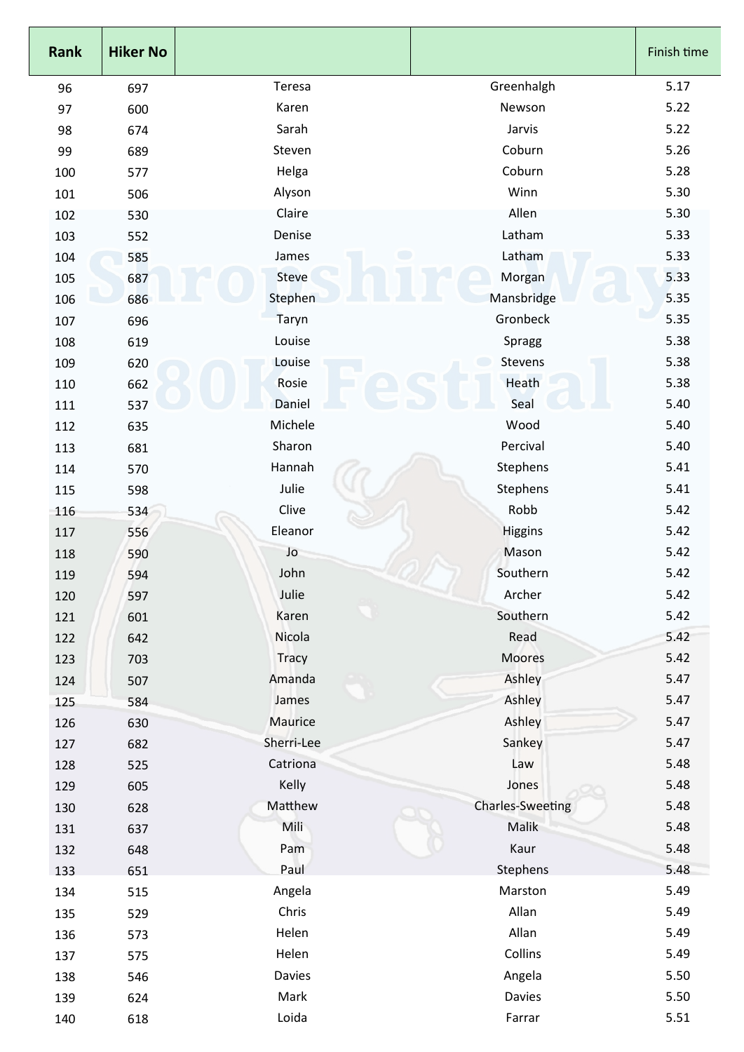| Rank | Hiker No | | | Finish time |
|---|---|---|---|---|
| 96 | 697 | Teresa | Greenhalgh | 5.17 |
| 97 | 600 | Karen | Newson | 5.22 |
| 98 | 674 | Sarah | Jarvis | 5.22 |
| 99 | 689 | Steven | Coburn | 5.26 |
| 100 | 577 | Helga | Coburn | 5.28 |
| 101 | 506 | Alyson | Winn | 5.30 |
| 102 | 530 | Claire | Allen | 5.30 |
| 103 | 552 | Denise | Latham | 5.33 |
| 104 | 585 | James | Latham | 5.33 |
| 105 | 687 | Steve | Morgan | 5.33 |
| 106 | 686 | Stephen | Mansbridge | 5.35 |
| 107 | 696 | Taryn | Gronbeck | 5.35 |
| 108 | 619 | Louise | Spragg | 5.38 |
| 109 | 620 | Louise | Stevens | 5.38 |
| 110 | 662 | Rosie | Heath | 5.38 |
| 111 | 537 | Daniel | Seal | 5.40 |
| 112 | 635 | Michele | Wood | 5.40 |
| 113 | 681 | Sharon | Percival | 5.40 |
| 114 | 570 | Hannah | Stephens | 5.41 |
| 115 | 598 | Julie | Stephens | 5.41 |
| 116 | 534 | Clive | Robb | 5.42 |
| 117 | 556 | Eleanor | Higgins | 5.42 |
| 118 | 590 | Jo | Mason | 5.42 |
| 119 | 594 | John | Southern | 5.42 |
| 120 | 597 | Julie | Archer | 5.42 |
| 121 | 601 | Karen | Southern | 5.42 |
| 122 | 642 | Nicola | Read | 5.42 |
| 123 | 703 | Tracy | Moores | 5.42 |
| 124 | 507 | Amanda | Ashley | 5.47 |
| 125 | 584 | James | Ashley | 5.47 |
| 126 | 630 | Maurice | Ashley | 5.47 |
| 127 | 682 | Sherri-Lee | Sankey | 5.47 |
| 128 | 525 | Catriona | Law | 5.48 |
| 129 | 605 | Kelly | Jones | 5.48 |
| 130 | 628 | Matthew | Charles-Sweeting | 5.48 |
| 131 | 637 | Mili | Malik | 5.48 |
| 132 | 648 | Pam | Kaur | 5.48 |
| 133 | 651 | Paul | Stephens | 5.48 |
| 134 | 515 | Angela | Marston | 5.49 |
| 135 | 529 | Chris | Allan | 5.49 |
| 136 | 573 | Helen | Allan | 5.49 |
| 137 | 575 | Helen | Collins | 5.49 |
| 138 | 546 | Davies | Angela | 5.50 |
| 139 | 624 | Mark | Davies | 5.50 |
| 140 | 618 | Loida | Farrar | 5.51 |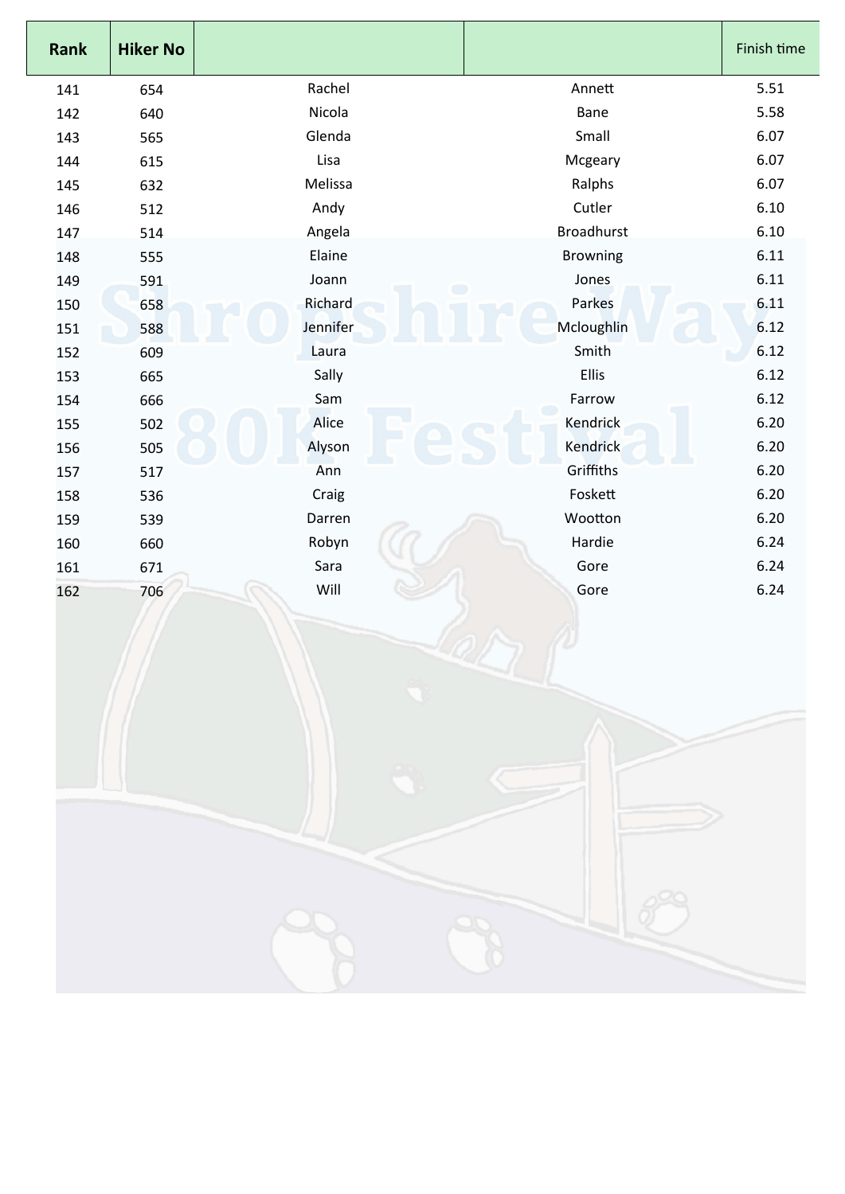| Rank | Hiker No | | | Finish time |
|---|---|---|---|---|
| 141 | 654 | Rachel | Annett | 5.51 |
| 142 | 640 | Nicola | Bane | 5.58 |
| 143 | 565 | Glenda | Small | 6.07 |
| 144 | 615 | Lisa | Mcgeary | 6.07 |
| 145 | 632 | Melissa | Ralphs | 6.07 |
| 146 | 512 | Andy | Cutler | 6.10 |
| 147 | 514 | Angela | Broadhurst | 6.10 |
| 148 | 555 | Elaine | Browning | 6.11 |
| 149 | 591 | Joann | Jones | 6.11 |
| 150 | 658 | Richard | Parkes | 6.11 |
| 151 | 588 | Jennifer | Mcloughlin | 6.12 |
| 152 | 609 | Laura | Smith | 6.12 |
| 153 | 665 | Sally | Ellis | 6.12 |
| 154 | 666 | Sam | Farrow | 6.12 |
| 155 | 502 | Alice | Kendrick | 6.20 |
| 156 | 505 | Alyson | Kendrick | 6.20 |
| 157 | 517 | Ann | Griffiths | 6.20 |
| 158 | 536 | Craig | Foskett | 6.20 |
| 159 | 539 | Darren | Wootton | 6.20 |
| 160 | 660 | Robyn | Hardie | 6.24 |
| 161 | 671 | Sara | Gore | 6.24 |
| 162 | 706 | Will | Gore | 6.24 |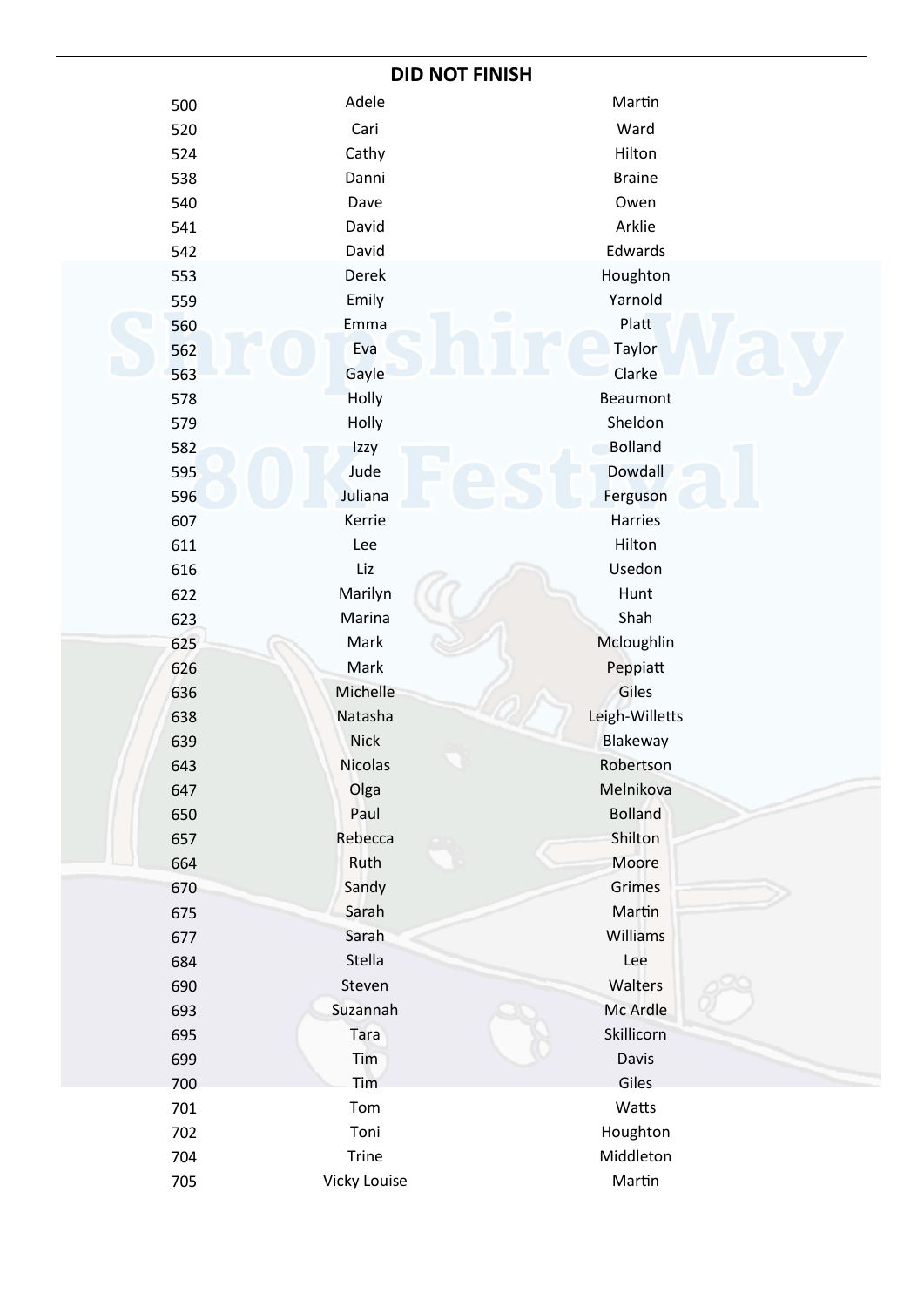## DID NOT FINISH

| | | |
|---|---|---|
| 500 | Adele | Martin |
| 520 | Cari | Ward |
| 524 | Cathy | Hilton |
| 538 | Danni | Braine |
| 540 | Dave | Owen |
| 541 | David | Arklie |
| 542 | David | Edwards |
| 553 | Derek | Houghton |
| 559 | Emily | Yarnold |
| 560 | Emma | Platt |
| 562 | Eva | Taylor |
| 563 | Gayle | Clarke |
| 578 | Holly | Beaumont |
| 579 | Holly | Sheldon |
| 582 | Izzy | Bolland |
| 595 | Jude | Dowdall |
| 596 | Juliana | Ferguson |
| 607 | Kerrie | Harries |
| 611 | Lee | Hilton |
| 616 | Liz | Usedon |
| 622 | Marilyn | Hunt |
| 623 | Marina | Shah |
| 625 | Mark | Mcloughlin |
| 626 | Mark | Peppiatt |
| 636 | Michelle | Giles |
| 638 | Natasha | Leigh-Willetts |
| 639 | Nick | Blakeway |
| 643 | Nicolas | Robertson |
| 647 | Olga | Melnikova |
| 650 | Paul | Bolland |
| 657 | Rebecca | Shilton |
| 664 | Ruth | Moore |
| 670 | Sandy | Grimes |
| 675 | Sarah | Martin |
| 677 | Sarah | Williams |
| 684 | Stella | Lee |
| 690 | Steven | Walters |
| 693 | Suzannah | Mc Ardle |
| 695 | Tara | Skillicorn |
| 699 | Tim | Davis |
| 700 | Tim | Giles |
| 701 | Tom | Watts |
| 702 | Toni | Houghton |
| 704 | Trine | Middleton |
| 705 | Vicky Louise | Martin |